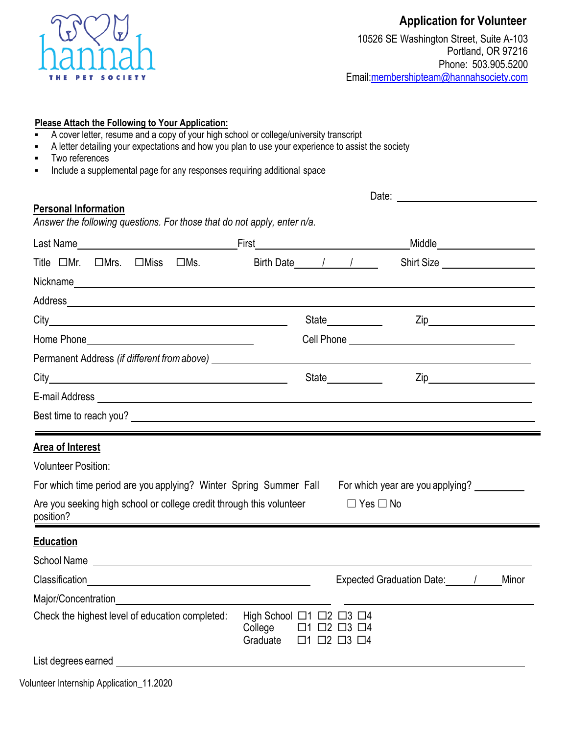hannah
THE PET SOCIETY

# Application for Volunteer

10526 SE Washington Street, Suite A-103
Portland, OR 97216
Phone: 503.905.5200
Email:membershipteam@hannahsociety.com

**Please Attach the Following to Your Application:**

- A cover letter, resume and a copy of your high school or college/university transcript
- A letter detailing your expectations and how you plan to use your experience to assist the society
- Two references
- Include a supplemental page for any responses requiring additional space

Date: ______________________

## Personal Information

*Answer the following questions. For those that do not apply, enter n/a.*

Last Name______________________ First______________________ Middle______________

Title ☐Mr. ☐Mrs. ☐Miss ☐Ms. Birth Date____/____/____ Shirt Size ______________

Nickname______________________________________________

Address______________________________________________

City______________________ State__________ Zip______________

Home Phone______________________ Cell Phone ______________________

Permanent Address *(if different from above)* ______________________________

City______________________ State__________ Zip______________

E-mail Address ______________________________________________

Best time to reach you? ______________________________________________

## Area of Interest

Volunteer Position:

For which time period are you applying? Winter Spring Summer Fall For which year are you applying? ________

Are you seeking high school or college credit through this volunteer position? ☐ Yes ☐ No

## Education

School Name ______________________________________________

Classification______________________ Expected Graduation Date:____/____Minor ______________

Major/Concentration______________________

Check the highest level of education completed:

High School ☐1 ☐2 ☐3 ☐4
College ☐1 ☐2 ☐3 ☐4
Graduate ☐1 ☐2 ☐3 ☐4

List degrees earned ______________________________________________

Volunteer Internship Application_11.2020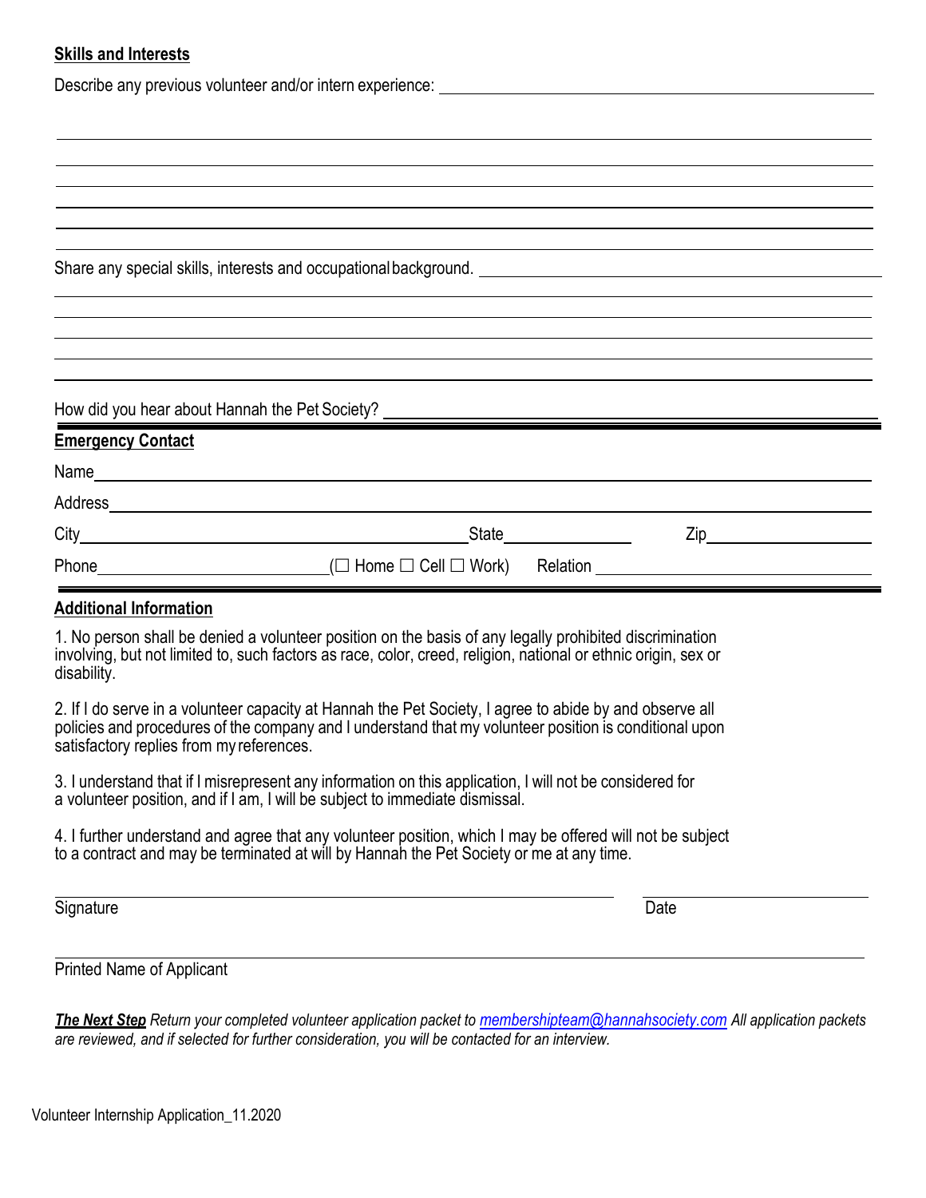**Skills and Interests**

Describe any previous volunteer and/or intern experience: \_\_\_\_\_\_\_\_\_\_\_\_\_\_\_\_\_\_\_\_\_\_\_\_\_\_\_\_\_\_\_\_\_\_\_\_\_\_\_\_

Share any special skills, interests and occupational background. \_\_\_\_\_\_\_\_\_\_\_\_\_\_\_\_\_\_\_\_\_\_\_\_\_\_\_\_\_\_\_\_\_\_\_\_\_\_\_\_

How did you hear about Hannah the Pet Society? \_\_\_\_\_\_\_\_\_\_\_\_\_\_\_\_\_\_\_\_\_\_\_\_\_\_\_\_\_\_\_\_\_\_\_\_\_\_\_\_

**Emergency Contact**

Name\_\_\_\_\_\_\_\_\_\_\_\_\_\_\_\_\_\_\_\_\_\_\_\_\_\_\_\_\_\_\_\_\_\_\_\_\_\_\_\_

Address\_\_\_\_\_\_\_\_\_\_\_\_\_\_\_\_\_\_\_\_\_\_\_\_\_\_\_\_\_\_\_\_\_\_\_\_\_\_\_\_

City\_\_\_\_\_\_\_\_\_\_\_\_\_\_\_\_\_\_\_\_ State\_\_\_\_\_\_\_\_\_\_ Zip\_\_\_\_\_\_\_\_\_\_

Phone\_\_\_\_\_\_\_\_\_\_\_\_\_\_\_\_\_\_\_\_ (☐ Home ☐ Cell ☐ Work) Relation \_\_\_\_\_\_\_\_\_\_\_\_\_\_\_\_\_\_\_\_

**Additional Information**

1. No person shall be denied a volunteer position on the basis of any legally prohibited discrimination involving, but not limited to, such factors as race, color, creed, religion, national or ethnic origin, sex or disability.

2. If I do serve in a volunteer capacity at Hannah the Pet Society, I agree to abide by and observe all policies and procedures of the company and I understand that my volunteer position is conditional upon satisfactory replies from my references.

3. I understand that if I misrepresent any information on this application, I will not be considered for a volunteer position, and if I am, I will be subject to immediate dismissal.

4. I further understand and agree that any volunteer position, which I may be offered will not be subject to a contract and may be terminated at will by Hannah the Pet Society or me at any time.

\_\_\_\_\_\_\_\_\_\_\_\_\_\_\_\_\_\_\_\_\_\_\_\_\_\_\_\_\_\_\_\_\_\_\_\_\_\_\_\_ \_\_\_\_\_\_\_\_\_\_\_\_\_\_\_\_\_\_\_\_
Signature Date

\_\_\_\_\_\_\_\_\_\_\_\_\_\_\_\_\_\_\_\_\_\_\_\_\_\_\_\_\_\_\_\_\_\_\_\_\_\_\_\_
Printed Name of Applicant

***The Next Step*** *Return your completed volunteer application packet to membershipteam@hannahsociety.com All application packets are reviewed, and if selected for further consideration, you will be contacted for an interview.*

Volunteer Internship Application_11.2020